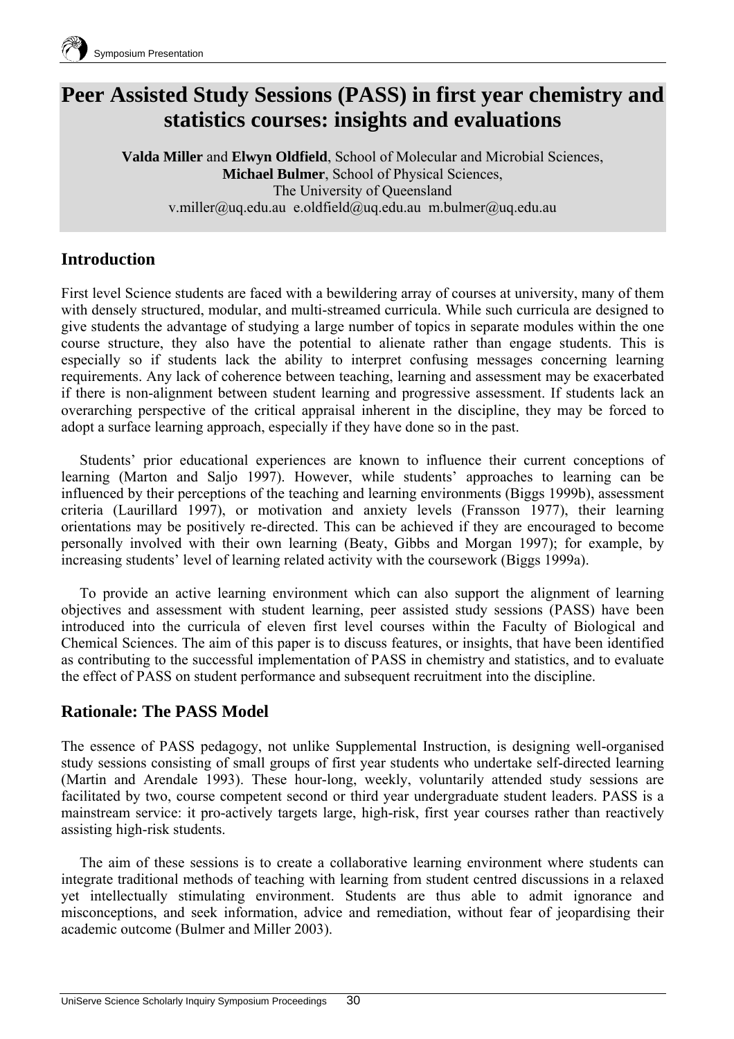# Peer Assisted Study Sessions (PASS) in first year chemistry and statistics courses: insights and evaluations

**Valda Miller** and **Elwyn Oldfield**, School of Molecular and Microbial Sciences,
**Michael Bulmer**, School of Physical Sciences,
The University of Queensland
v.miller@uq.edu.au e.oldfield@uq.edu.au m.bulmer@uq.edu.au

## Introduction

First level Science students are faced with a bewildering array of courses at university, many of them with densely structured, modular, and multi-streamed curricula. While such curricula are designed to give students the advantage of studying a large number of topics in separate modules within the one course structure, they also have the potential to alienate rather than engage students. This is especially so if students lack the ability to interpret confusing messages concerning learning requirements. Any lack of coherence between teaching, learning and assessment may be exacerbated if there is non-alignment between student learning and progressive assessment. If students lack an overarching perspective of the critical appraisal inherent in the discipline, they may be forced to adopt a surface learning approach, especially if they have done so in the past.

Students' prior educational experiences are known to influence their current conceptions of learning (Marton and Saljo 1997). However, while students' approaches to learning can be influenced by their perceptions of the teaching and learning environments (Biggs 1999b), assessment criteria (Laurillard 1997), or motivation and anxiety levels (Fransson 1977), their learning orientations may be positively re-directed. This can be achieved if they are encouraged to become personally involved with their own learning (Beaty, Gibbs and Morgan 1997); for example, by increasing students' level of learning related activity with the coursework (Biggs 1999a).

To provide an active learning environment which can also support the alignment of learning objectives and assessment with student learning, peer assisted study sessions (PASS) have been introduced into the curricula of eleven first level courses within the Faculty of Biological and Chemical Sciences. The aim of this paper is to discuss features, or insights, that have been identified as contributing to the successful implementation of PASS in chemistry and statistics, and to evaluate the effect of PASS on student performance and subsequent recruitment into the discipline.

## Rationale: The PASS Model

The essence of PASS pedagogy, not unlike Supplemental Instruction, is designing well-organised study sessions consisting of small groups of first year students who undertake self-directed learning (Martin and Arendale 1993). These hour-long, weekly, voluntarily attended study sessions are facilitated by two, course competent second or third year undergraduate student leaders. PASS is a mainstream service: it pro-actively targets large, high-risk, first year courses rather than reactively assisting high-risk students.

The aim of these sessions is to create a collaborative learning environment where students can integrate traditional methods of teaching with learning from student centred discussions in a relaxed yet intellectually stimulating environment. Students are thus able to admit ignorance and misconceptions, and seek information, advice and remediation, without fear of jeopardising their academic outcome (Bulmer and Miller 2003).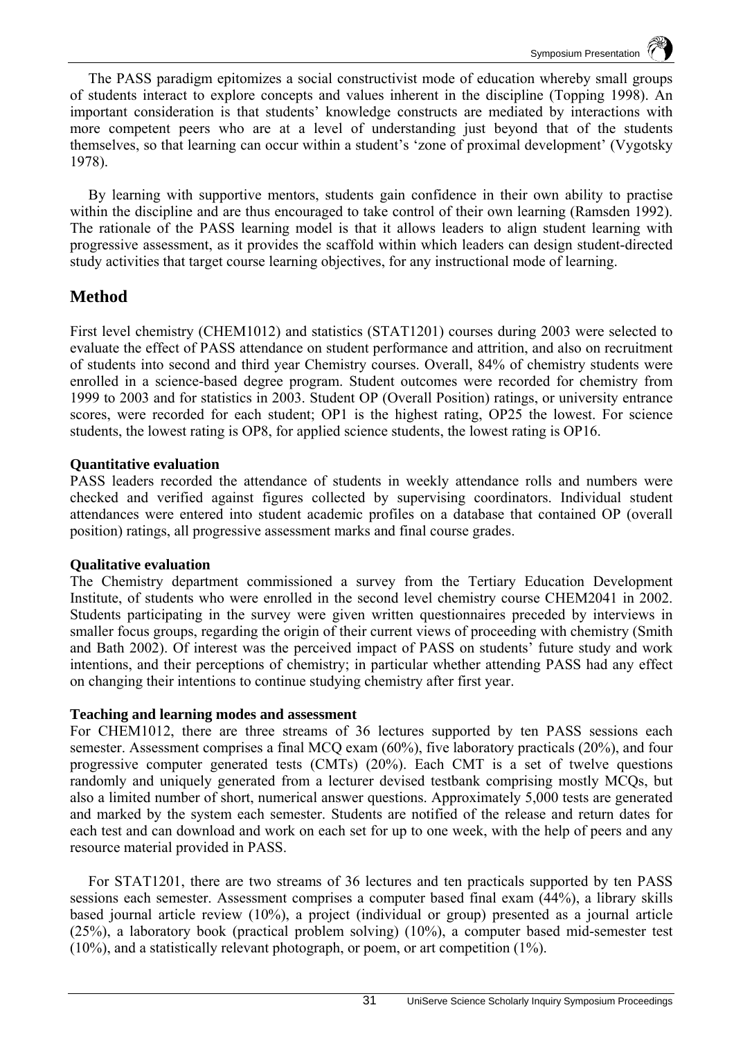The PASS paradigm epitomizes a social constructivist mode of education whereby small groups of students interact to explore concepts and values inherent in the discipline (Topping 1998). An important consideration is that students' knowledge constructs are mediated by interactions with more competent peers who are at a level of understanding just beyond that of the students themselves, so that learning can occur within a student's 'zone of proximal development' (Vygotsky 1978).

By learning with supportive mentors, students gain confidence in their own ability to practise within the discipline and are thus encouraged to take control of their own learning (Ramsden 1992). The rationale of the PASS learning model is that it allows leaders to align student learning with progressive assessment, as it provides the scaffold within which leaders can design student-directed study activities that target course learning objectives, for any instructional mode of learning.

## Method

First level chemistry (CHEM1012) and statistics (STAT1201) courses during 2003 were selected to evaluate the effect of PASS attendance on student performance and attrition, and also on recruitment of students into second and third year Chemistry courses. Overall, 84% of chemistry students were enrolled in a science-based degree program. Student outcomes were recorded for chemistry from 1999 to 2003 and for statistics in 2003. Student OP (Overall Position) ratings, or university entrance scores, were recorded for each student; OP1 is the highest rating, OP25 the lowest. For science students, the lowest rating is OP8, for applied science students, the lowest rating is OP16.

**Quantitative evaluation**

PASS leaders recorded the attendance of students in weekly attendance rolls and numbers were checked and verified against figures collected by supervising coordinators. Individual student attendances were entered into student academic profiles on a database that contained OP (overall position) ratings, all progressive assessment marks and final course grades.

**Qualitative evaluation**

The Chemistry department commissioned a survey from the Tertiary Education Development Institute, of students who were enrolled in the second level chemistry course CHEM2041 in 2002. Students participating in the survey were given written questionnaires preceded by interviews in smaller focus groups, regarding the origin of their current views of proceeding with chemistry (Smith and Bath 2002). Of interest was the perceived impact of PASS on students' future study and work intentions, and their perceptions of chemistry; in particular whether attending PASS had any effect on changing their intentions to continue studying chemistry after first year.

**Teaching and learning modes and assessment**

For CHEM1012, there are three streams of 36 lectures supported by ten PASS sessions each semester. Assessment comprises a final MCQ exam (60%), five laboratory practicals (20%), and four progressive computer generated tests (CMTs) (20%). Each CMT is a set of twelve questions randomly and uniquely generated from a lecturer devised testbank comprising mostly MCQs, but also a limited number of short, numerical answer questions. Approximately 5,000 tests are generated and marked by the system each semester. Students are notified of the release and return dates for each test and can download and work on each set for up to one week, with the help of peers and any resource material provided in PASS.

For STAT1201, there are two streams of 36 lectures and ten practicals supported by ten PASS sessions each semester. Assessment comprises a computer based final exam (44%), a library skills based journal article review (10%), a project (individual or group) presented as a journal article (25%), a laboratory book (practical problem solving) (10%), a computer based mid-semester test (10%), and a statistically relevant photograph, or poem, or art competition (1%).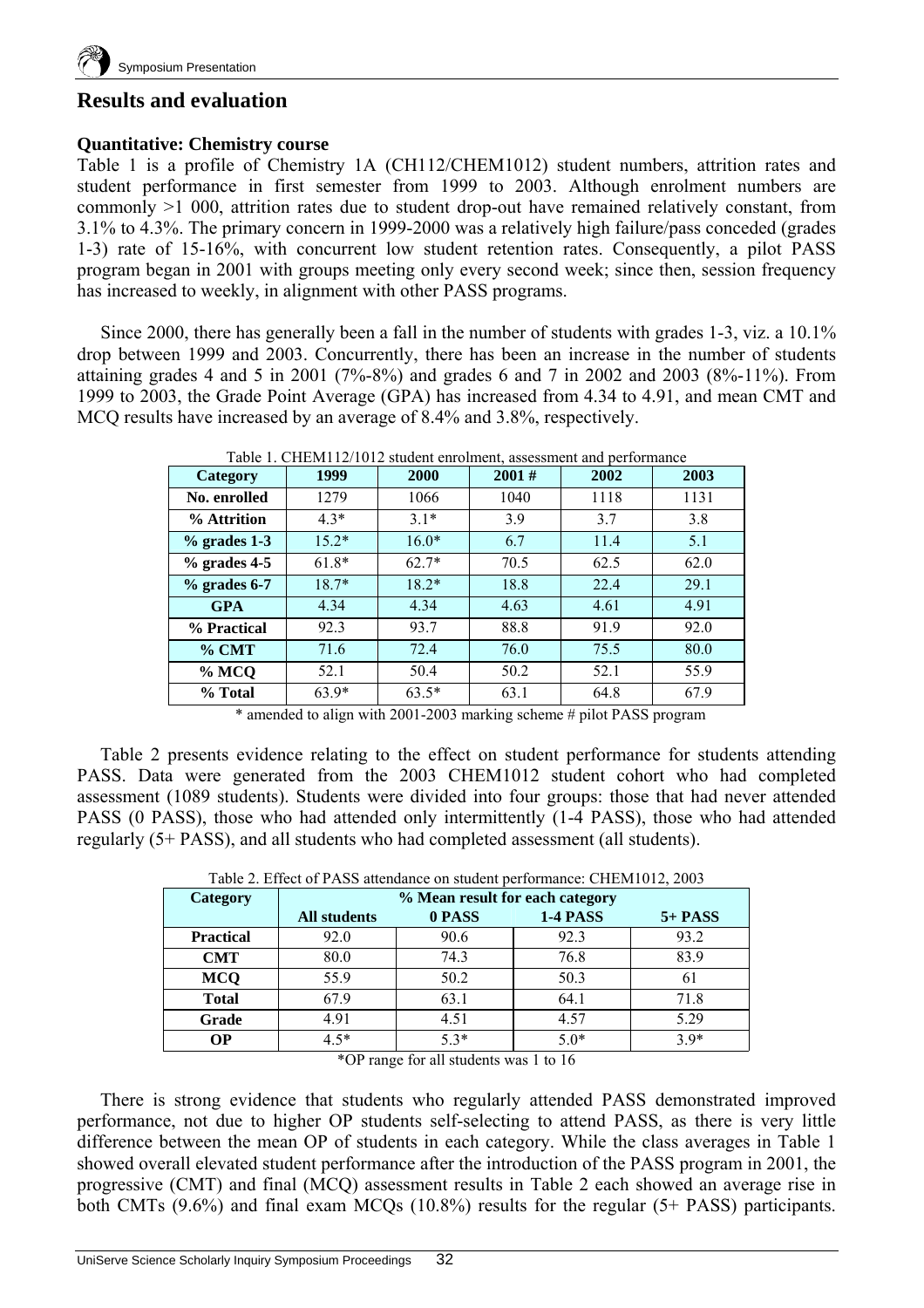## Results and evaluation

### Quantitative: Chemistry course

Table 1 is a profile of Chemistry 1A (CH112/CHEM1012) student numbers, attrition rates and student performance in first semester from 1999 to 2003. Although enrolment numbers are commonly >1 000, attrition rates due to student drop-out have remained relatively constant, from 3.1% to 4.3%. The primary concern in 1999-2000 was a relatively high failure/pass conceded (grades 1-3) rate of 15-16%, with concurrent low student retention rates. Consequently, a pilot PASS program began in 2001 with groups meeting only every second week; since then, session frequency has increased to weekly, in alignment with other PASS programs.

Since 2000, there has generally been a fall in the number of students with grades 1-3, viz. a 10.1% drop between 1999 and 2003. Concurrently, there has been an increase in the number of students attaining grades 4 and 5 in 2001 (7%-8%) and grades 6 and 7 in 2002 and 2003 (8%-11%). From 1999 to 2003, the Grade Point Average (GPA) has increased from 4.34 to 4.91, and mean CMT and MCQ results have increased by an average of 8.4% and 3.8%, respectively.

Table 1. CHEM112/1012 student enrolment, assessment and performance

| Category | 1999 | 2000 | 2001 # | 2002 | 2003 |
|---|---|---|---|---|---|
| No. enrolled | 1279 | 1066 | 1040 | 1118 | 1131 |
| % Attrition | 4.3* | 3.1* | 3.9 | 3.7 | 3.8 |
| % grades 1-3 | 15.2* | 16.0* | 6.7 | 11.4 | 5.1 |
| % grades 4-5 | 61.8* | 62.7* | 70.5 | 62.5 | 62.0 |
| % grades 6-7 | 18.7* | 18.2* | 18.8 | 22.4 | 29.1 |
| GPA | 4.34 | 4.34 | 4.63 | 4.61 | 4.91 |
| % Practical | 92.3 | 93.7 | 88.8 | 91.9 | 92.0 |
| % CMT | 71.6 | 72.4 | 76.0 | 75.5 | 80.0 |
| % MCQ | 52.1 | 50.4 | 50.2 | 52.1 | 55.9 |
| % Total | 63.9* | 63.5* | 63.1 | 64.8 | 67.9 |

\* amended to align with 2001-2003 marking scheme # pilot PASS program

Table 2 presents evidence relating to the effect on student performance for students attending PASS. Data were generated from the 2003 CHEM1012 student cohort who had completed assessment (1089 students). Students were divided into four groups: those that had never attended PASS (0 PASS), those who had attended only intermittently (1-4 PASS), those who had attended regularly (5+ PASS), and all students who had completed assessment (all students).

Table 2. Effect of PASS attendance on student performance: CHEM1012, 2003

| Category | % Mean result for each category | | | |
|---|---|---|---|---|
| | All students | 0 PASS | 1-4 PASS | 5+ PASS |
| Practical | 92.0 | 90.6 | 92.3 | 93.2 |
| CMT | 80.0 | 74.3 | 76.8 | 83.9 |
| MCQ | 55.9 | 50.2 | 50.3 | 61 |
| Total | 67.9 | 63.1 | 64.1 | 71.8 |
| Grade | 4.91 | 4.51 | 4.57 | 5.29 |
| OP | 4.5* | 5.3* | 5.0* | 3.9* |

\*OP range for all students was 1 to 16

There is strong evidence that students who regularly attended PASS demonstrated improved performance, not due to higher OP students self-selecting to attend PASS, as there is very little difference between the mean OP of students in each category. While the class averages in Table 1 showed overall elevated student performance after the introduction of the PASS program in 2001, the progressive (CMT) and final (MCQ) assessment results in Table 2 each showed an average rise in both CMTs (9.6%) and final exam MCQs (10.8%) results for the regular (5+ PASS) participants.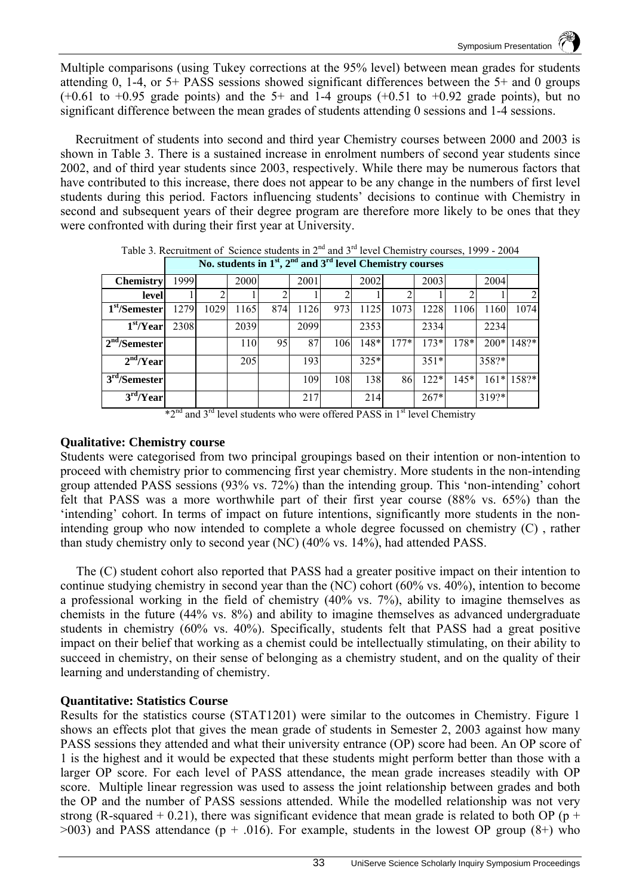Multiple comparisons (using Tukey corrections at the 95% level) between mean grades for students attending 0, 1-4, or 5+ PASS sessions showed significant differences between the 5+ and 0 groups (+0.61 to +0.95 grade points) and the 5+ and 1-4 groups (+0.51 to +0.92 grade points), but no significant difference between the mean grades of students attending 0 sessions and 1-4 sessions.

Recruitment of students into second and third year Chemistry courses between 2000 and 2003 is shown in Table 3. There is a sustained increase in enrolment numbers of second year students since 2002, and of third year students since 2003, respectively. While there may be numerous factors that have contributed to this increase, there does not appear to be any change in the numbers of first level students during this period. Factors influencing students' decisions to continue with Chemistry in second and subsequent years of their degree program are therefore more likely to be ones that they were confronted with during their first year at University.

Table 3. Recruitment of Science students in 2nd and 3rd level Chemistry courses, 1999 - 2004

| | No. students in 1st, 2nd and 3rd level Chemistry courses | | | | | | | | | | | |
|---|---|---|---|---|---|---|---|---|---|---|---|---|
| **Chemistry** | 1999 | | 2000 | | 2001 | | 2002 | | 2003 | | 2004 | |
| **level** | 1 | 2 | 1 | 2 | 1 | 2 | 1 | 2 | 1 | 2 | 1 | 2 |
| **1st/Semester** | 1279 | 1029 | 1165 | 874 | 1126 | 973 | 1125 | 1073 | 1228 | 1106 | 1160 | 1074 |
| **1st/Year** | 2308 | | 2039 | | 2099 | | 2353 | | 2334 | | 2234 | |
| **2nd/Semester** | | | 110 | 95 | 87 | 106 | 148* | 177* | 173* | 178* | 200* | 148?* |
| **2nd/Year** | | | 205 | | 193 | | 325* | | 351* | | 358?* | |
| **3rd/Semester** | | | | | 109 | 108 | 138 | 86 | 122* | 145* | 161* | 158?* |
| **3rd/Year** | | | | | 217 | | 214 | | 267* | | 319?* | |

*2nd and 3rd level students who were offered PASS in 1st level Chemistry

### Qualitative: Chemistry course

Students were categorised from two principal groupings based on their intention or non-intention to proceed with chemistry prior to commencing first year chemistry. More students in the non-intending group attended PASS sessions (93% vs. 72%) than the intending group. This 'non-intending' cohort felt that PASS was a more worthwhile part of their first year course (88% vs. 65%) than the 'intending' cohort. In terms of impact on future intentions, significantly more students in the non-intending group who now intended to complete a whole degree focussed on chemistry (C) , rather than study chemistry only to second year (NC) (40% vs. 14%), had attended PASS.

The (C) student cohort also reported that PASS had a greater positive impact on their intention to continue studying chemistry in second year than the (NC) cohort (60% vs. 40%), intention to become a professional working in the field of chemistry (40% vs. 7%), ability to imagine themselves as chemists in the future (44% vs. 8%) and ability to imagine themselves as advanced undergraduate students in chemistry (60% vs. 40%). Specifically, students felt that PASS had a great positive impact on their belief that working as a chemist could be intellectually stimulating, on their ability to succeed in chemistry, on their sense of belonging as a chemistry student, and on the quality of their learning and understanding of chemistry.

### Quantitative: Statistics Course

Results for the statistics course (STAT1201) were similar to the outcomes in Chemistry. Figure 1 shows an effects plot that gives the mean grade of students in Semester 2, 2003 against how many PASS sessions they attended and what their university entrance (OP) score had been. An OP score of 1 is the highest and it would be expected that these students might perform better than those with a larger OP score. For each level of PASS attendance, the mean grade increases steadily with OP score. Multiple linear regression was used to assess the joint relationship between grades and both the OP and the number of PASS sessions attended. While the modelled relationship was not very strong (R-squared + 0.21), there was significant evidence that mean grade is related to both OP (p + >003) and PASS attendance (p + .016). For example, students in the lowest OP group (8+) who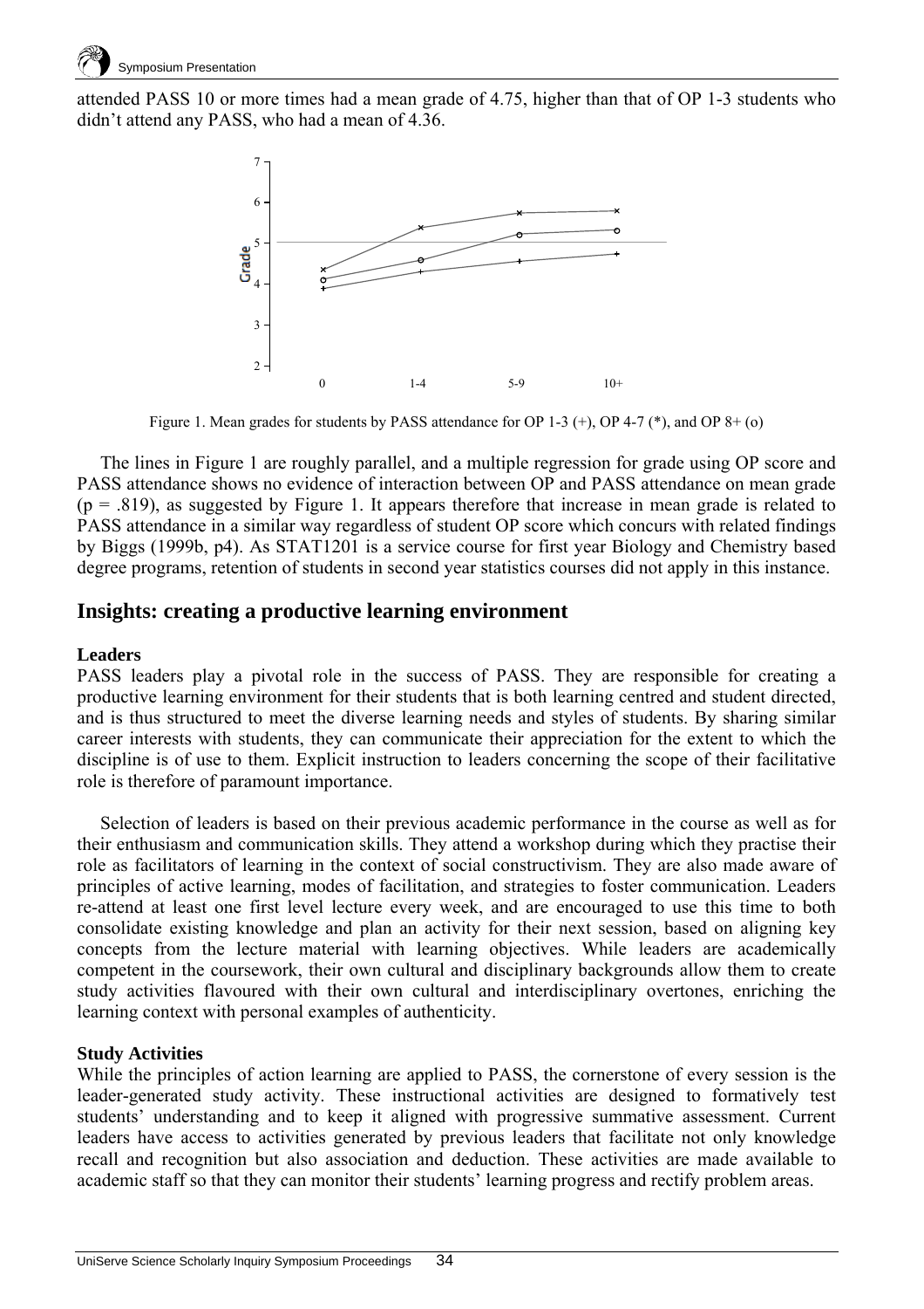attended PASS 10 or more times had a mean grade of 4.75, higher than that of OP 1-3 students who didn't attend any PASS, who had a mean of 4.36.

Figure 1. Mean grades for students by PASS attendance for OP 1-3 (+), OP 4-7 (*), and OP 8+ (o)

The lines in Figure 1 are roughly parallel, and a multiple regression for grade using OP score and PASS attendance shows no evidence of interaction between OP and PASS attendance on mean grade ($p = .819$), as suggested by Figure 1. It appears therefore that increase in mean grade is related to PASS attendance in a similar way regardless of student OP score which concurs with related findings by Biggs (1999b, p4). As STAT1201 is a service course for first year Biology and Chemistry based degree programs, retention of students in second year statistics courses did not apply in this instance.

## Insights: creating a productive learning environment

### Leaders

PASS leaders play a pivotal role in the success of PASS. They are responsible for creating a productive learning environment for their students that is both learning centred and student directed, and is thus structured to meet the diverse learning needs and styles of students. By sharing similar career interests with students, they can communicate their appreciation for the extent to which the discipline is of use to them. Explicit instruction to leaders concerning the scope of their facilitative role is therefore of paramount importance.

Selection of leaders is based on their previous academic performance in the course as well as for their enthusiasm and communication skills. They attend a workshop during which they practise their role as facilitators of learning in the context of social constructivism. They are also made aware of principles of active learning, modes of facilitation, and strategies to foster communication. Leaders re-attend at least one first level lecture every week, and are encouraged to use this time to both consolidate existing knowledge and plan an activity for their next session, based on aligning key concepts from the lecture material with learning objectives. While leaders are academically competent in the coursework, their own cultural and disciplinary backgrounds allow them to create study activities flavoured with their own cultural and interdisciplinary overtones, enriching the learning context with personal examples of authenticity.

### Study Activities

While the principles of action learning are applied to PASS, the cornerstone of every session is the leader-generated study activity. These instructional activities are designed to formatively test students' understanding and to keep it aligned with progressive summative assessment. Current leaders have access to activities generated by previous leaders that facilitate not only knowledge recall and recognition but also association and deduction. These activities are made available to academic staff so that they can monitor their students' learning progress and rectify problem areas.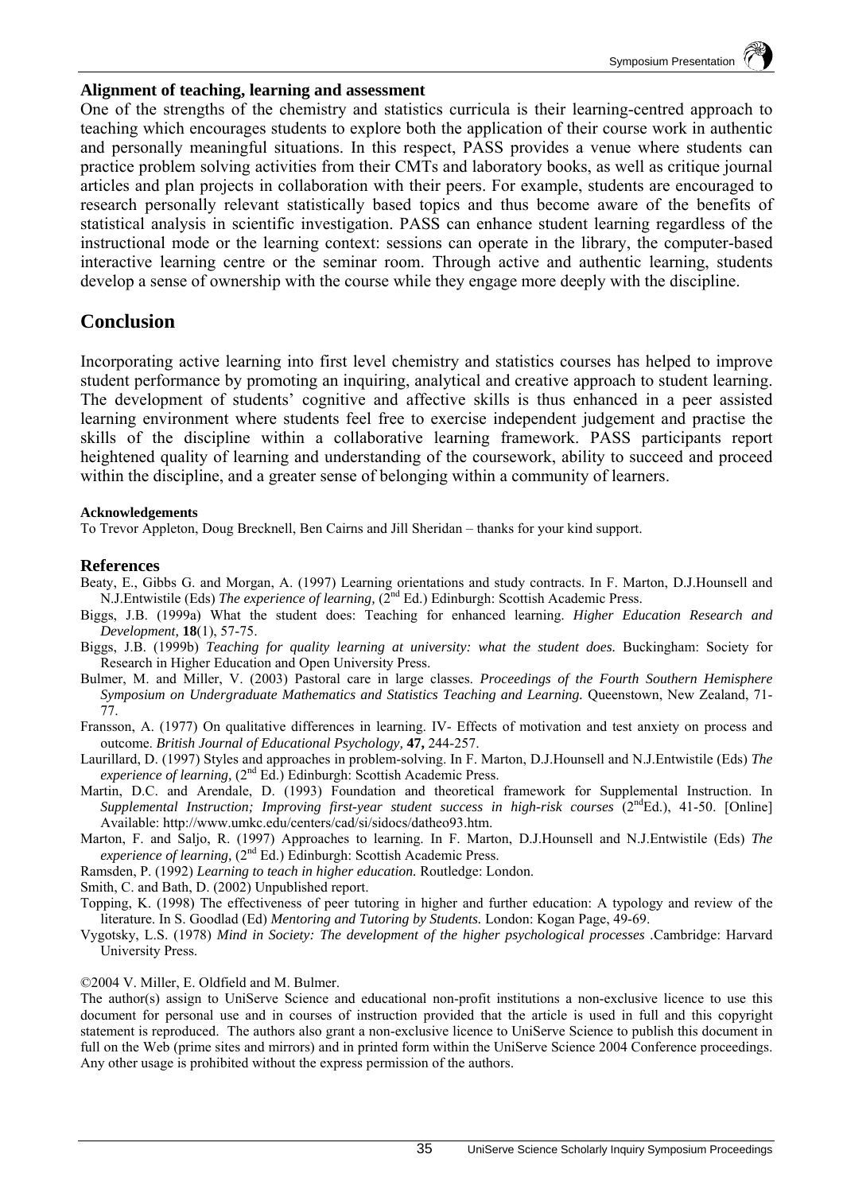**Alignment of teaching, learning and assessment**

One of the strengths of the chemistry and statistics curricula is their learning-centred approach to teaching which encourages students to explore both the application of their course work in authentic and personally meaningful situations. In this respect, PASS provides a venue where students can practice problem solving activities from their CMTs and laboratory books, as well as critique journal articles and plan projects in collaboration with their peers. For example, students are encouraged to research personally relevant statistically based topics and thus become aware of the benefits of statistical analysis in scientific investigation. PASS can enhance student learning regardless of the instructional mode or the learning context: sessions can operate in the library, the computer-based interactive learning centre or the seminar room. Through active and authentic learning, students develop a sense of ownership with the course while they engage more deeply with the discipline.

## Conclusion

Incorporating active learning into first level chemistry and statistics courses has helped to improve student performance by promoting an inquiring, analytical and creative approach to student learning. The development of students' cognitive and affective skills is thus enhanced in a peer assisted learning environment where students feel free to exercise independent judgement and practise the skills of the discipline within a collaborative learning framework. PASS participants report heightened quality of learning and understanding of the coursework, ability to succeed and proceed within the discipline, and a greater sense of belonging within a community of learners.

**Acknowledgements**

To Trevor Appleton, Doug Brecknell, Ben Cairns and Jill Sheridan – thanks for your kind support.

### References

Beaty, E., Gibbs G. and Morgan, A. (1997) Learning orientations and study contracts. In F. Marton, D.J.Hounsell and N.J.Entwistile (Eds) *The experience of learning,* (2nd Ed.) Edinburgh: Scottish Academic Press.

Biggs, J.B. (1999a) What the student does: Teaching for enhanced learning. *Higher Education Research and Development,* **18**(1), 57-75.

Biggs, J.B. (1999b) *Teaching for quality learning at university: what the student does.* Buckingham: Society for Research in Higher Education and Open University Press.

Bulmer, M. and Miller, V. (2003) Pastoral care in large classes. *Proceedings of the Fourth Southern Hemisphere Symposium on Undergraduate Mathematics and Statistics Teaching and Learning.* Queenstown, New Zealand, 71-77.

Fransson, A. (1977) On qualitative differences in learning. IV- Effects of motivation and test anxiety on process and outcome. *British Journal of Educational Psychology,* **47,** 244-257.

Laurillard, D. (1997) Styles and approaches in problem-solving. In F. Marton, D.J.Hounsell and N.J.Entwistile (Eds) *The experience of learning,* (2nd Ed.) Edinburgh: Scottish Academic Press.

Martin, D.C. and Arendale, D. (1993) Foundation and theoretical framework for Supplemental Instruction. In *Supplemental Instruction; Improving first-year student success in high-risk courses* (2ndEd.), 41-50. [Online] Available: http://www.umkc.edu/centers/cad/si/sidocs/datheo93.htm.

Marton, F. and Saljo, R. (1997) Approaches to learning. In F. Marton, D.J.Hounsell and N.J.Entwistile (Eds) *The experience of learning,* (2nd Ed.) Edinburgh: Scottish Academic Press.

Ramsden, P. (1992) *Learning to teach in higher education.* Routledge: London.

Smith, C. and Bath, D. (2002) Unpublished report.

Topping, K. (1998) The effectiveness of peer tutoring in higher and further education: A typology and review of the literature. In S. Goodlad (Ed) *Mentoring and Tutoring by Students.* London: Kogan Page, 49-69.

Vygotsky, L.S. (1978) *Mind in Society: The development of the higher psychological processes* .Cambridge: Harvard University Press.

©2004 V. Miller, E. Oldfield and M. Bulmer.

The author(s) assign to UniServe Science and educational non-profit institutions a non-exclusive licence to use this document for personal use and in courses of instruction provided that the article is used in full and this copyright statement is reproduced. The authors also grant a non-exclusive licence to UniServe Science to publish this document in full on the Web (prime sites and mirrors) and in printed form within the UniServe Science 2004 Conference proceedings. Any other usage is prohibited without the express permission of the authors.